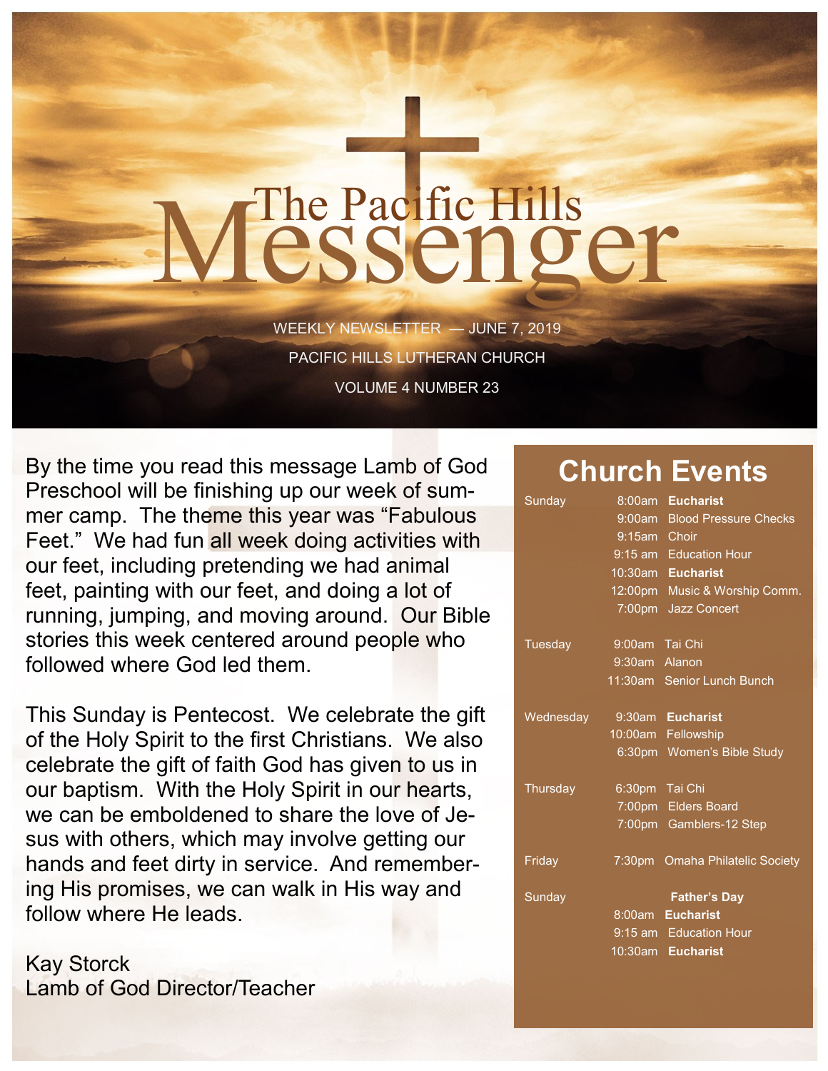# The Pacific Hills Messenger

WEEKLY NEWSLETTER — JUNE 7, 2019

PACIFIC HILLS LUTHERAN CHURCH

VOLUME 4 NUMBER 23

By the time you read this message Lamb of God Preschool will be finishing up our week of summer camp. The theme this year was "Fabulous Feet." We had fun all week doing activities with our feet, including pretending we had animal feet, painting with our feet, and doing a lot of running, jumping, and moving around. Our Bible stories this week centered around people who followed where God led them.

This Sunday is Pentecost. We celebrate the gift of the Holy Spirit to the first Christians. We also celebrate the gift of faith God has given to us in our baptism. With the Holy Spirit in our hearts, we can be emboldened to share the love of Jesus with others, which may involve getting our hands and feet dirty in service. And remembering His promises, we can walk in His way and follow where He leads.

Kay Storck
Lamb of God Director/Teacher

## Church Events

| Day | Time | Event |
|---|---|---|
| Sunday | 8:00am | **Eucharist** |
| | 9:00am | Blood Pressure Checks |
| | 9:15am | Choir |
| | 9:15 am | Education Hour |
| | 10:30am | **Eucharist** |
| | 12:00pm | Music & Worship Comm. |
| | 7:00pm | Jazz Concert |
| Tuesday | 9:00am | Tai Chi |
| | 9:30am | Alanon |
| | 11:30am | Senior Lunch Bunch |
| Wednesday | 9:30am | **Eucharist** |
| | 10:00am | Fellowship |
| | 6:30pm | Women's Bible Study |
| Thursday | 6:30pm | Tai Chi |
| | 7:00pm | Elders Board |
| | 7:00pm | Gamblers-12 Step |
| Friday | 7:30pm | Omaha Philatelic Society |
| Sunday | | **Father's Day** |
| | 8:00am | **Eucharist** |
| | 9:15 am | Education Hour |
| | 10:30am | **Eucharist** |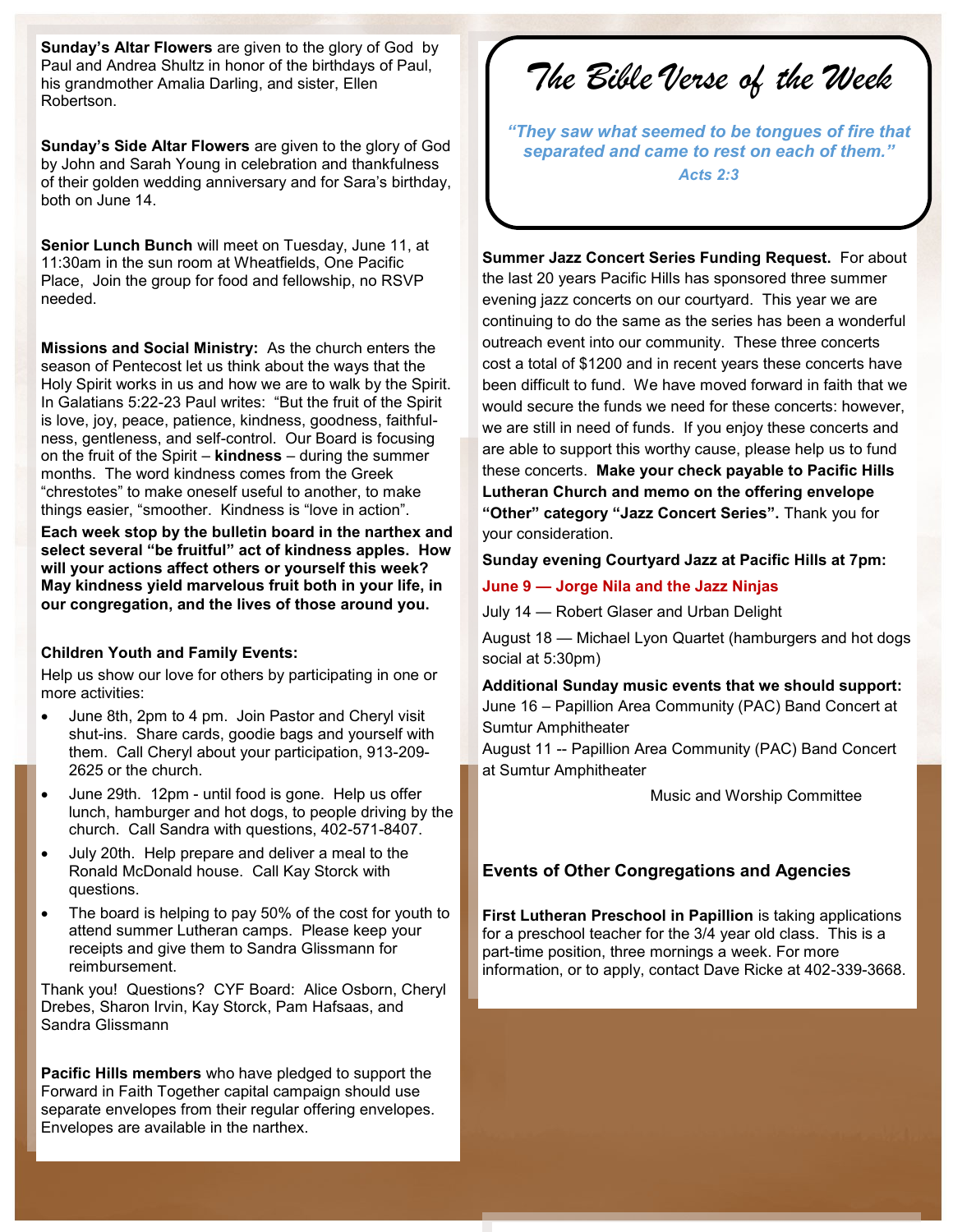**Sunday's Altar Flowers** are given to the glory of God by Paul and Andrea Shultz in honor of the birthdays of Paul, his grandmother Amalia Darling, and sister, Ellen Robertson.

**Sunday's Side Altar Flowers** are given to the glory of God by John and Sarah Young in celebration and thankfulness of their golden wedding anniversary and for Sara's birthday, both on June 14.

**Senior Lunch Bunch** will meet on Tuesday, June 11, at 11:30am in the sun room at Wheatfields, One Pacific Place, Join the group for food and fellowship, no RSVP needed.

**Missions and Social Ministry:** As the church enters the season of Pentecost let us think about the ways that the Holy Spirit works in us and how we are to walk by the Spirit. In Galatians 5:22-23 Paul writes: "But the fruit of the Spirit is love, joy, peace, patience, kindness, goodness, faithfulness, gentleness, and self-control. Our Board is focusing on the fruit of the Spirit – **kindness** – during the summer months. The word kindness comes from the Greek "chrestotes" to make oneself useful to another, to make things easier, "smoother. Kindness is "love in action".

**Each week stop by the bulletin board in the narthex and select several "be fruitful" act of kindness apples. How will your actions affect others or yourself this week? May kindness yield marvelous fruit both in your life, in our congregation, and the lives of those around you.**

**Children Youth and Family Events:**

Help us show our love for others by participating in one or more activities:

- June 8th, 2pm to 4 pm. Join Pastor and Cheryl visit shut-ins. Share cards, goodie bags and yourself with them. Call Cheryl about your participation, 913-209-2625 or the church.
- June 29th. 12pm - until food is gone. Help us offer lunch, hamburger and hot dogs, to people driving by the church. Call Sandra with questions, 402-571-8407.
- July 20th. Help prepare and deliver a meal to the Ronald McDonald house. Call Kay Storck with questions.
- The board is helping to pay 50% of the cost for youth to attend summer Lutheran camps. Please keep your receipts and give them to Sandra Glissmann for reimbursement.

Thank you! Questions? CYF Board: Alice Osborn, Cheryl Drebes, Sharon Irvin, Kay Storck, Pam Hafsaas, and Sandra Glissmann

**Pacific Hills members** who have pledged to support the Forward in Faith Together capital campaign should use separate envelopes from their regular offering envelopes. Envelopes are available in the narthex.

## The Bible Verse of the Week

*"They saw what seemed to be tongues of fire that separated and came to rest on each of them."*
*Acts 2:3*

**Summer Jazz Concert Series Funding Request.** For about the last 20 years Pacific Hills has sponsored three summer evening jazz concerts on our courtyard. This year we are continuing to do the same as the series has been a wonderful outreach event into our community. These three concerts cost a total of $1200 and in recent years these concerts have been difficult to fund. We have moved forward in faith that we would secure the funds we need for these concerts: however, we are still in need of funds. If you enjoy these concerts and are able to support this worthy cause, please help us to fund these concerts. **Make your check payable to Pacific Hills Lutheran Church and memo on the offering envelope "Other" category "Jazz Concert Series".** Thank you for your consideration.

**Sunday evening Courtyard Jazz at Pacific Hills at 7pm:**

**June 9 — Jorge Nila and the Jazz Ninjas**

July 14 — Robert Glaser and Urban Delight

August 18 — Michael Lyon Quartet (hamburgers and hot dogs social at 5:30pm)

**Additional Sunday music events that we should support:**
June 16 – Papillion Area Community (PAC) Band Concert at Sumtur Amphitheater
August 11 -- Papillion Area Community (PAC) Band Concert at Sumtur Amphitheater

Music and Worship Committee

### Events of Other Congregations and Agencies

**First Lutheran Preschool in Papillion** is taking applications for a preschool teacher for the 3/4 year old class. This is a part-time position, three mornings a week. For more information, or to apply, contact Dave Ricke at 402-339-3668.